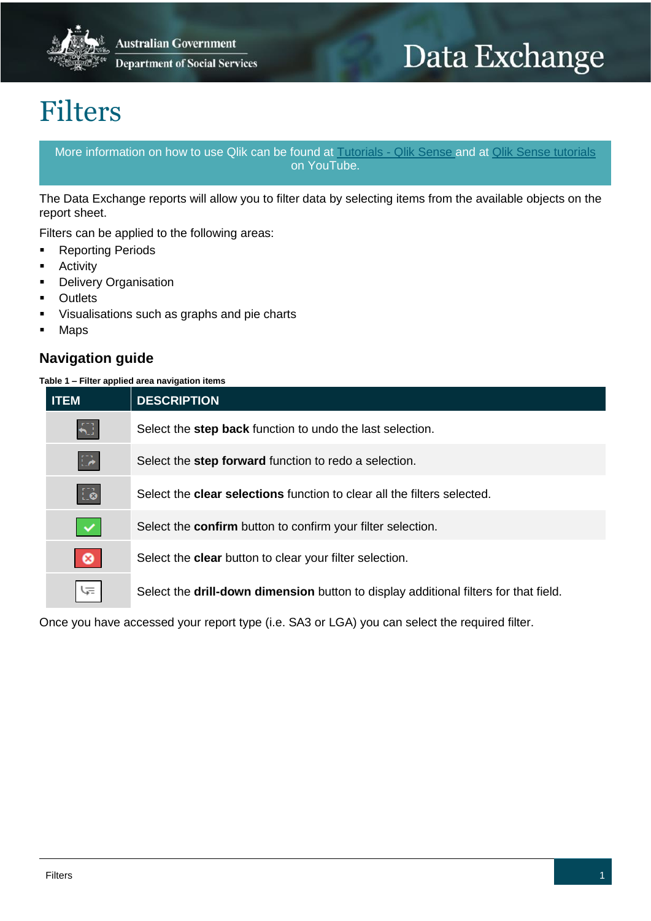# Filters

More information on how to use Qlik can be found at [Tutorials - Qlik Sense](#) and at [Qlik Sense tutorials](#) on YouTube.

The Data Exchange reports will allow you to filter data by selecting items from the available objects on the report sheet.

Filters can be applied to the following areas:

- Reporting Periods
- Activity
- Delivery Organisation
- Outlets
- Visualisations such as graphs and pie charts
- Maps

## Navigation guide

**Table 1 – Filter applied area navigation items**

| ITEM | DESCRIPTION |
|---|---|
| | Select the **step back** function to undo the last selection. |
| | Select the **step forward** function to redo a selection. |
| | Select the **clear selections** function to clear all the filters selected. |
| | Select the **confirm** button to confirm your filter selection. |
| | Select the **clear** button to clear your filter selection. |
| | Select the **drill-down dimension** button to display additional filters for that field. |

Once you have accessed your report type (i.e. SA3 or LGA) you can select the required filter.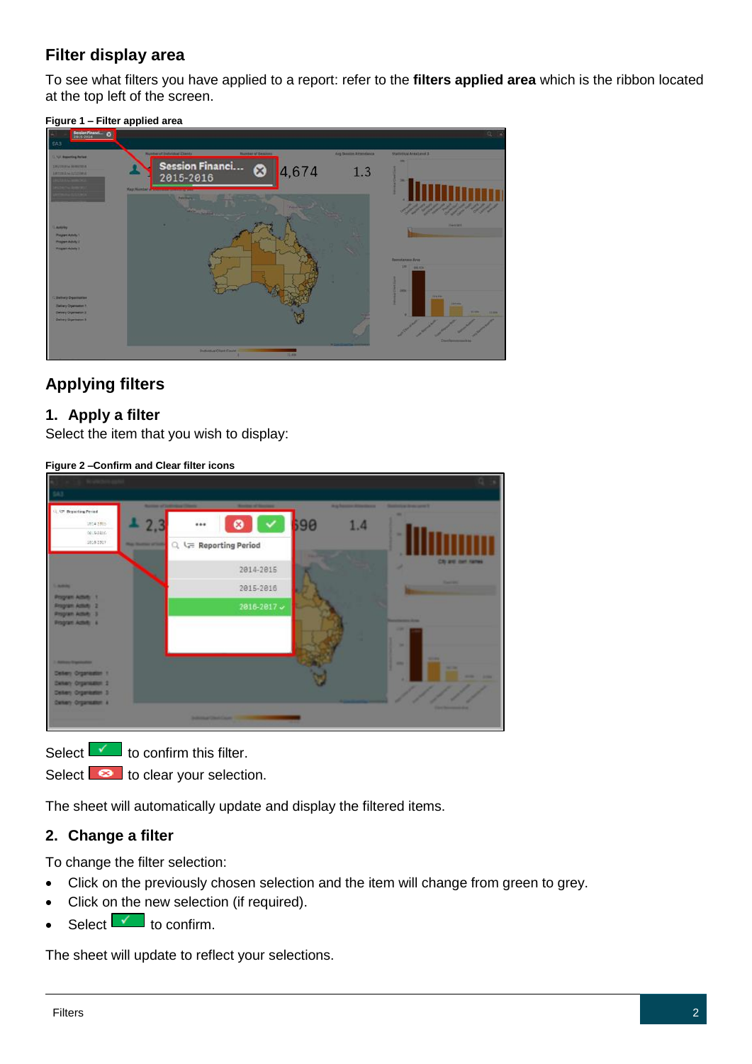## Filter display area

To see what filters you have applied to a report: refer to the **filters applied area** which is the ribbon located at the top left of the screen.

**Figure 1 – Filter applied area**

## Applying filters

### 1. Apply a filter

Select the item that you wish to display:

**Figure 2 –Confirm and Clear filter icons**

Select ✓ to confirm this filter.
Select ✗ to clear your selection.

The sheet will automatically update and display the filtered items.

### 2. Change a filter

To change the filter selection:

- Click on the previously chosen selection and the item will change from green to grey.
- Click on the new selection (if required).
- Select ✓ to confirm.

The sheet will update to reflect your selections.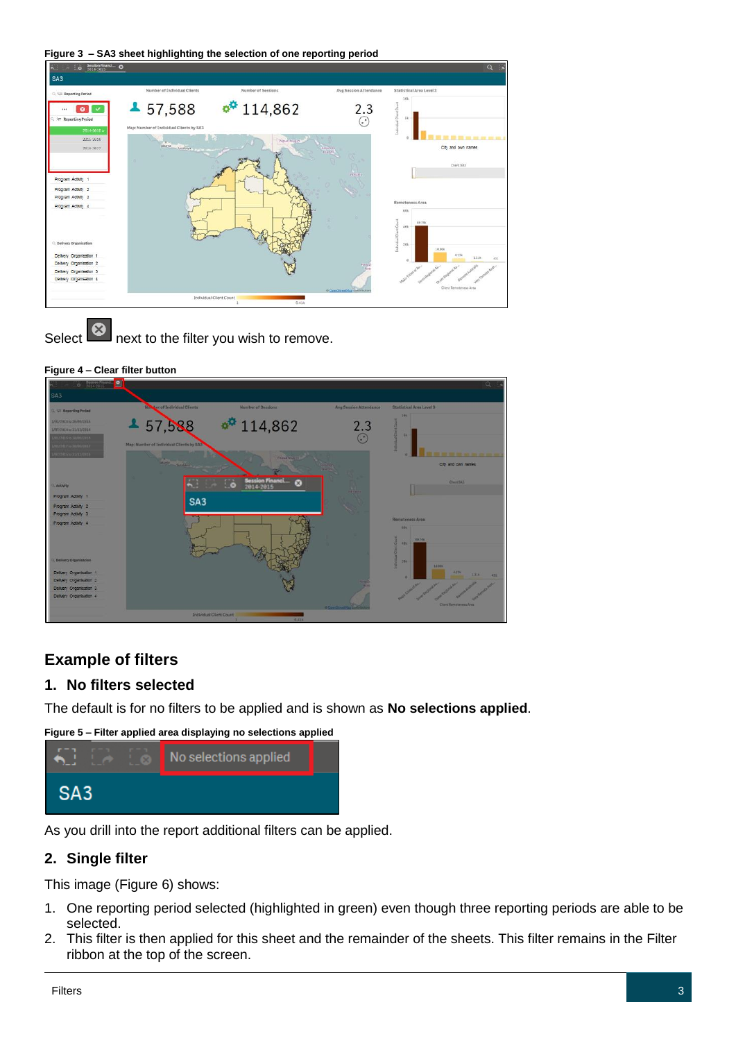**Figure 3 – SA3 sheet highlighting the selection of one reporting period**

Select next to the filter you wish to remove.

**Figure 4 – Clear filter button**

## Example of filters

### 1. No filters selected

The default is for no filters to be applied and is shown as **No selections applied**.

**Figure 5 – Filter applied area displaying no selections applied**

As you drill into the report additional filters can be applied.

### 2. Single filter

This image (Figure 6) shows:

1. One reporting period selected (highlighted in green) even though three reporting periods are able to be selected.
2. This filter is then applied for this sheet and the remainder of the sheets. This filter remains in the Filter ribbon at the top of the screen.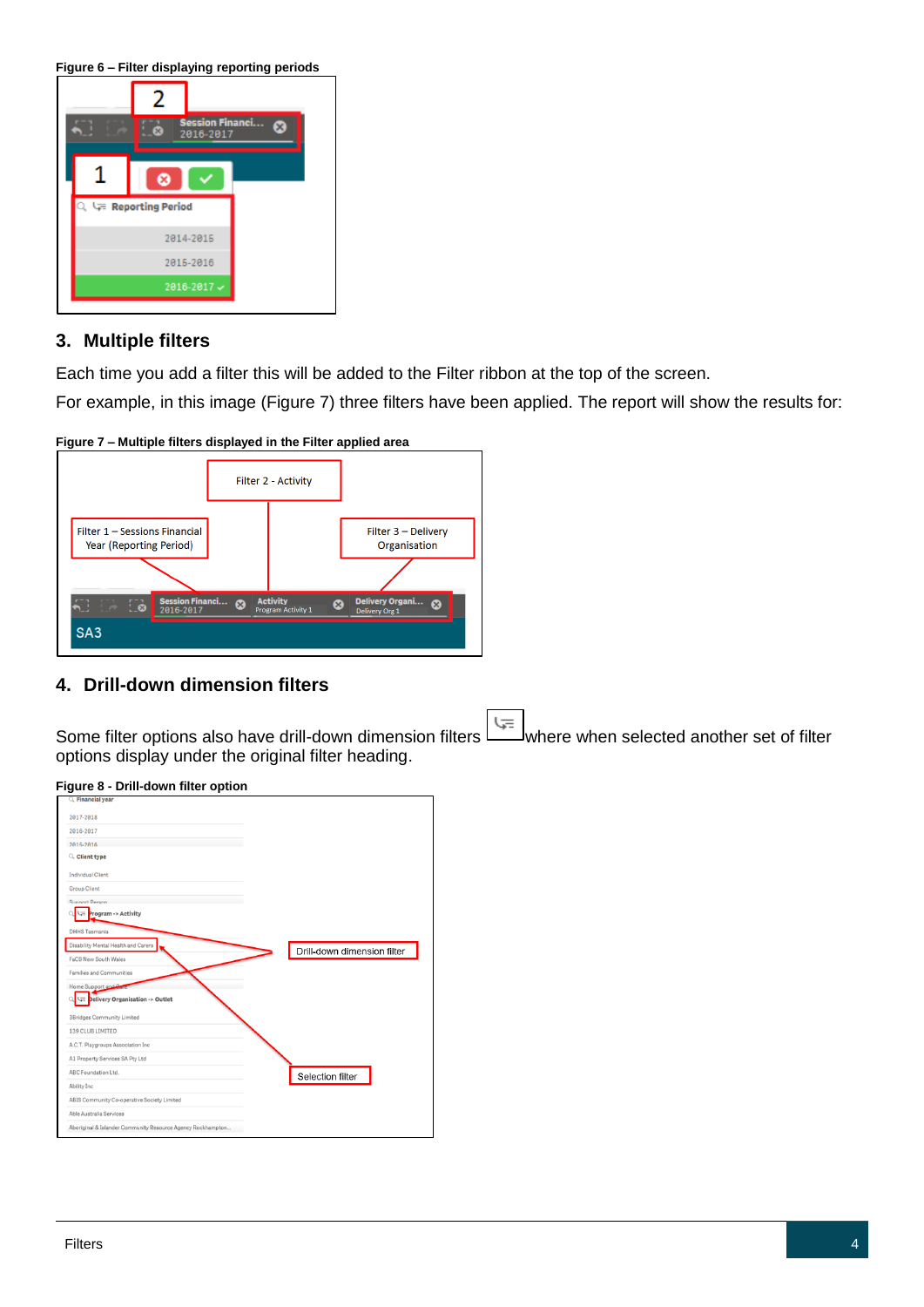**Figure 6 – Filter displaying reporting periods**

## 3. Multiple filters

Each time you add a filter this will be added to the Filter ribbon at the top of the screen.

For example, in this image (Figure 7) three filters have been applied. The report will show the results for:

**Figure 7 – Multiple filters displayed in the Filter applied area**

## 4. Drill-down dimension filters

Some filter options also have drill-down dimension filters where when selected another set of filter options display under the original filter heading.

**Figure 8 - Drill-down filter option**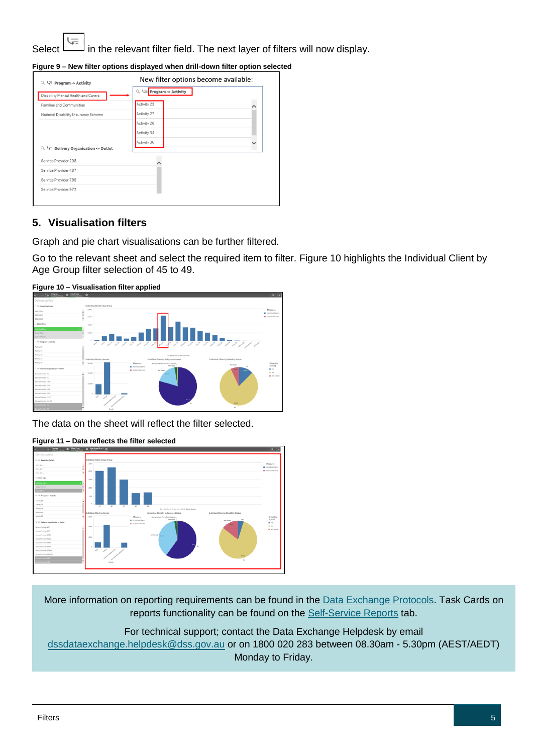Select in the relevant filter field. The next layer of filters will now display.

**Figure 9 – New filter options displayed when drill-down filter option selected**

Program -> Activity

Disability Mental Health and Carers

Families and Communities

National Disability Insurance Scheme

New filter options become available:

Program -> Activity

Activity 23

Activity 27

Activity 28

Activity 34

Activity 36

Delivery Organisation -> Outlet

Service Provider 298

Service Provider 487

Service Provider 785

Service Provider 972

## 5. Visualisation filters

Graph and pie chart visualisations can be further filtered.

Go to the relevant sheet and select the required item to filter. Figure 10 highlights the Individual Client by Age Group filter selection of 45 to 49.

**Figure 10 – Visualisation filter applied**

The data on the sheet will reflect the filter selected.

**Figure 11 – Data reflects the filter selected**

More information on reporting requirements can be found in the [Data Exchange Protocols](). Task Cards on reports functionality can be found on the [Self-Service Reports]() tab.

For technical support; contact the Data Exchange Helpdesk by email dssdataexchange.helpdesk@dss.gov.au or on 1800 020 283 between 08.30am - 5.30pm (AEST/AEDT) Monday to Friday.